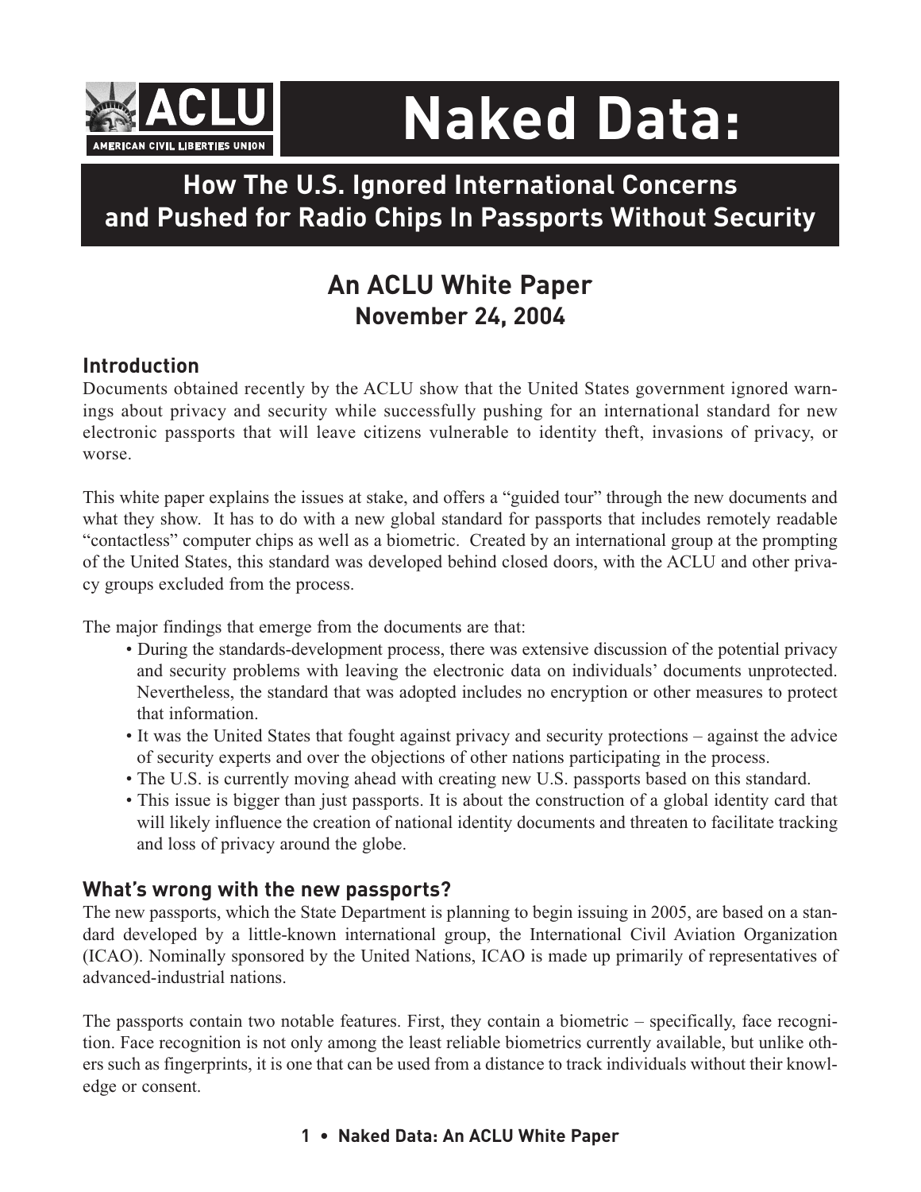# Naked Data:

## How The U.S. Ignored International Concerns and Pushed for Radio Chips In Passports Without Security

### An ACLU White Paper
**November 24, 2004**

### Introduction

Documents obtained recently by the ACLU show that the United States government ignored warnings about privacy and security while successfully pushing for an international standard for new electronic passports that will leave citizens vulnerable to identity theft, invasions of privacy, or worse.

This white paper explains the issues at stake, and offers a "guided tour" through the new documents and what they show. It has to do with a new global standard for passports that includes remotely readable "contactless" computer chips as well as a biometric. Created by an international group at the prompting of the United States, this standard was developed behind closed doors, with the ACLU and other privacy groups excluded from the process.

The major findings that emerge from the documents are that:

- During the standards-development process, there was extensive discussion of the potential privacy and security problems with leaving the electronic data on individuals' documents unprotected. Nevertheless, the standard that was adopted includes no encryption or other measures to protect that information.
- It was the United States that fought against privacy and security protections – against the advice of security experts and over the objections of other nations participating in the process.
- The U.S. is currently moving ahead with creating new U.S. passports based on this standard.
- This issue is bigger than just passports. It is about the construction of a global identity card that will likely influence the creation of national identity documents and threaten to facilitate tracking and loss of privacy around the globe.

### What's wrong with the new passports?

The new passports, which the State Department is planning to begin issuing in 2005, are based on a standard developed by a little-known international group, the International Civil Aviation Organization (ICAO). Nominally sponsored by the United Nations, ICAO is made up primarily of representatives of advanced-industrial nations.

The passports contain two notable features. First, they contain a biometric – specifically, face recognition. Face recognition is not only among the least reliable biometrics currently available, but unlike others such as fingerprints, it is one that can be used from a distance to track individuals without their knowledge or consent.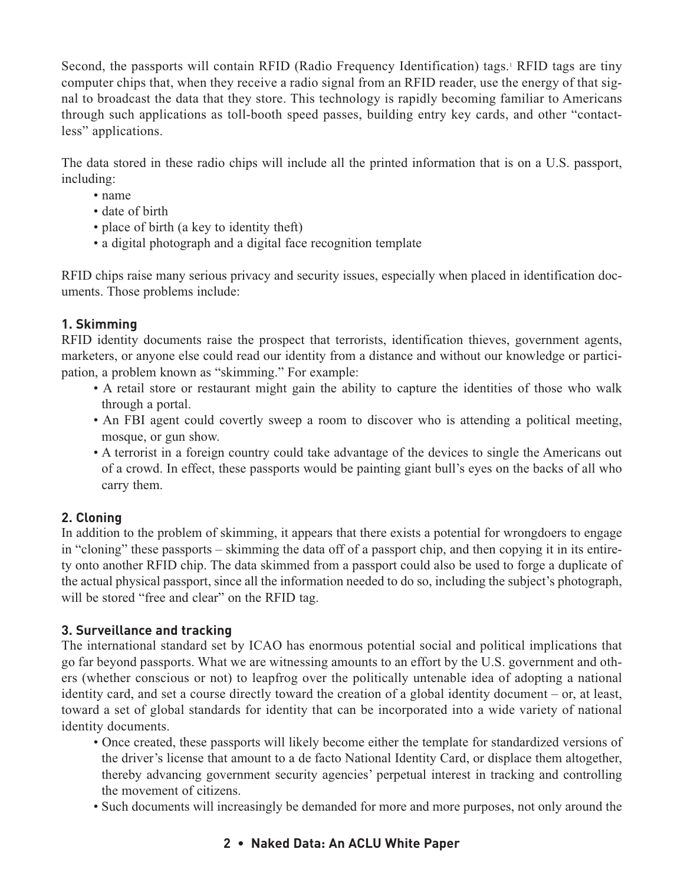Second, the passports will contain RFID (Radio Frequency Identification) tags.[1] RFID tags are tiny computer chips that, when they receive a radio signal from an RFID reader, use the energy of that signal to broadcast the data that they store. This technology is rapidly becoming familiar to Americans through such applications as toll-booth speed passes, building entry key cards, and other "contactless" applications.

The data stored in these radio chips will include all the printed information that is on a U.S. passport, including:

- name
- date of birth
- place of birth (a key to identity theft)
- a digital photograph and a digital face recognition template

RFID chips raise many serious privacy and security issues, especially when placed in identification documents. Those problems include:

### 1. Skimming

RFID identity documents raise the prospect that terrorists, identification thieves, government agents, marketers, or anyone else could read our identity from a distance and without our knowledge or participation, a problem known as "skimming." For example:

- A retail store or restaurant might gain the ability to capture the identities of those who walk through a portal.
- An FBI agent could covertly sweep a room to discover who is attending a political meeting, mosque, or gun show.
- A terrorist in a foreign country could take advantage of the devices to single the Americans out of a crowd. In effect, these passports would be painting giant bull's eyes on the backs of all who carry them.

### 2. Cloning

In addition to the problem of skimming, it appears that there exists a potential for wrongdoers to engage in "cloning" these passports – skimming the data off of a passport chip, and then copying it in its entirety onto another RFID chip. The data skimmed from a passport could also be used to forge a duplicate of the actual physical passport, since all the information needed to do so, including the subject's photograph, will be stored "free and clear" on the RFID tag.

### 3. Surveillance and tracking

The international standard set by ICAO has enormous potential social and political implications that go far beyond passports. What we are witnessing amounts to an effort by the U.S. government and others (whether conscious or not) to leapfrog over the politically untenable idea of adopting a national identity card, and set a course directly toward the creation of a global identity document – or, at least, toward a set of global standards for identity that can be incorporated into a wide variety of national identity documents.

- Once created, these passports will likely become either the template for standardized versions of the driver's license that amount to a de facto National Identity Card, or displace them altogether, thereby advancing government security agencies' perpetual interest in tracking and controlling the movement of citizens.
- Such documents will increasingly be demanded for more and more purposes, not only around the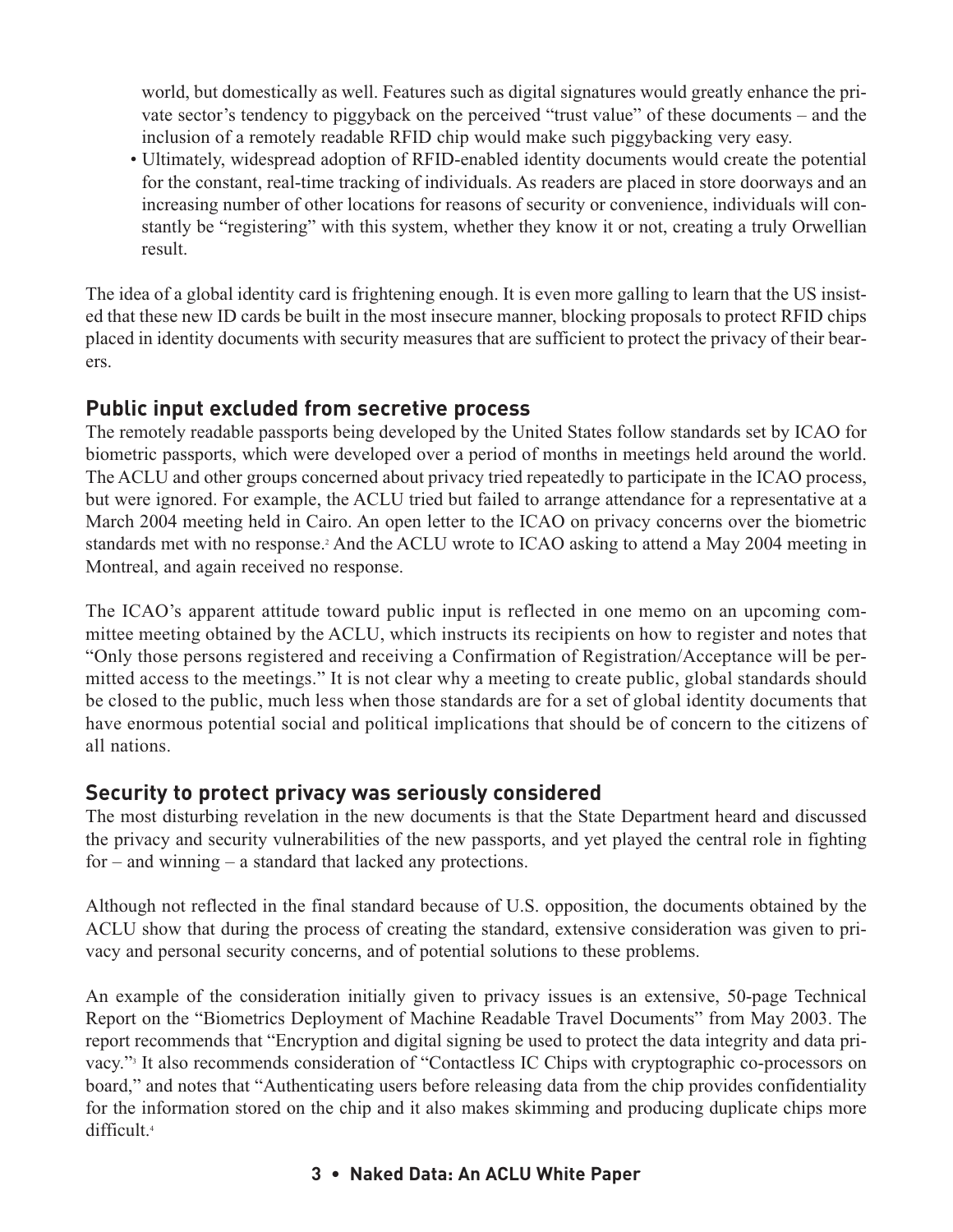world, but domestically as well. Features such as digital signatures would greatly enhance the private sector's tendency to piggyback on the perceived "trust value" of these documents – and the inclusion of a remotely readable RFID chip would make such piggybacking very easy.

- Ultimately, widespread adoption of RFID-enabled identity documents would create the potential for the constant, real-time tracking of individuals. As readers are placed in store doorways and an increasing number of other locations for reasons of security or convenience, individuals will constantly be "registering" with this system, whether they know it or not, creating a truly Orwellian result.

The idea of a global identity card is frightening enough. It is even more galling to learn that the US insisted that these new ID cards be built in the most insecure manner, blocking proposals to protect RFID chips placed in identity documents with security measures that are sufficient to protect the privacy of their bearers.

## Public input excluded from secretive process

The remotely readable passports being developed by the United States follow standards set by ICAO for biometric passports, which were developed over a period of months in meetings held around the world. The ACLU and other groups concerned about privacy tried repeatedly to participate in the ICAO process, but were ignored. For example, the ACLU tried but failed to arrange attendance for a representative at a March 2004 meeting held in Cairo. An open letter to the ICAO on privacy concerns over the biometric standards met with no response.[2] And the ACLU wrote to ICAO asking to attend a May 2004 meeting in Montreal, and again received no response.

The ICAO's apparent attitude toward public input is reflected in one memo on an upcoming committee meeting obtained by the ACLU, which instructs its recipients on how to register and notes that "Only those persons registered and receiving a Confirmation of Registration/Acceptance will be permitted access to the meetings." It is not clear why a meeting to create public, global standards should be closed to the public, much less when those standards are for a set of global identity documents that have enormous potential social and political implications that should be of concern to the citizens of all nations.

## Security to protect privacy was seriously considered

The most disturbing revelation in the new documents is that the State Department heard and discussed the privacy and security vulnerabilities of the new passports, and yet played the central role in fighting for – and winning – a standard that lacked any protections.

Although not reflected in the final standard because of U.S. opposition, the documents obtained by the ACLU show that during the process of creating the standard, extensive consideration was given to privacy and personal security concerns, and of potential solutions to these problems.

An example of the consideration initially given to privacy issues is an extensive, 50-page Technical Report on the "Biometrics Deployment of Machine Readable Travel Documents" from May 2003. The report recommends that "Encryption and digital signing be used to protect the data integrity and data privacy."[3] It also recommends consideration of "Contactless IC Chips with cryptographic co-processors on board," and notes that "Authenticating users before releasing data from the chip provides confidentiality for the information stored on the chip and it also makes skimming and producing duplicate chips more difficult.[4]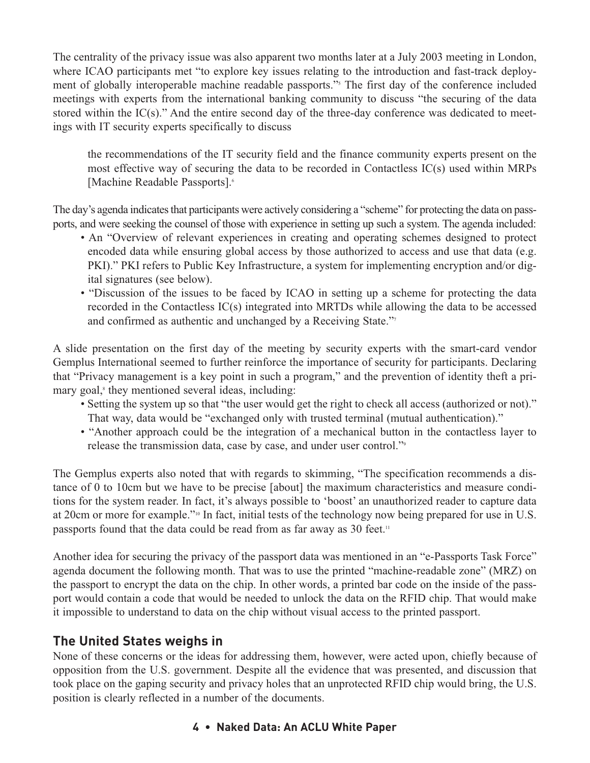The centrality of the privacy issue was also apparent two months later at a July 2003 meeting in London, where ICAO participants met "to explore key issues relating to the introduction and fast-track deployment of globally interoperable machine readable passports."[5] The first day of the conference included meetings with experts from the international banking community to discuss "the securing of the data stored within the IC(s)." And the entire second day of the three-day conference was dedicated to meetings with IT security experts specifically to discuss

> the recommendations of the IT security field and the finance community experts present on the most effective way of securing the data to be recorded in Contactless IC(s) used within MRPs [Machine Readable Passports].[6]

The day's agenda indicates that participants were actively considering a "scheme" for protecting the data on passports, and were seeking the counsel of those with experience in setting up such a system. The agenda included:

- An "Overview of relevant experiences in creating and operating schemes designed to protect encoded data while ensuring global access by those authorized to access and use that data (e.g. PKI)." PKI refers to Public Key Infrastructure, a system for implementing encryption and/or digital signatures (see below).
- "Discussion of the issues to be faced by ICAO in setting up a scheme for protecting the data recorded in the Contactless IC(s) integrated into MRTDs while allowing the data to be accessed and confirmed as authentic and unchanged by a Receiving State."[7]

A slide presentation on the first day of the meeting by security experts with the smart-card vendor Gemplus International seemed to further reinforce the importance of security for participants. Declaring that "Privacy management is a key point in such a program," and the prevention of identity theft a primary goal,[8] they mentioned several ideas, including:

- Setting the system up so that "the user would get the right to check all access (authorized or not)." That way, data would be "exchanged only with trusted terminal (mutual authentication)."
- "Another approach could be the integration of a mechanical button in the contactless layer to release the transmission data, case by case, and under user control."[9]

The Gemplus experts also noted that with regards to skimming, "The specification recommends a distance of 0 to 10cm but we have to be precise [about] the maximum characteristics and measure conditions for the system reader. In fact, it's always possible to 'boost' an unauthorized reader to capture data at 20cm or more for example."[10] In fact, initial tests of the technology now being prepared for use in U.S. passports found that the data could be read from as far away as 30 feet.[11]

Another idea for securing the privacy of the passport data was mentioned in an "e-Passports Task Force" agenda document the following month. That was to use the printed "machine-readable zone" (MRZ) on the passport to encrypt the data on the chip. In other words, a printed bar code on the inside of the passport would contain a code that would be needed to unlock the data on the RFID chip. That would make it impossible to understand to data on the chip without visual access to the printed passport.

## The United States weighs in

None of these concerns or the ideas for addressing them, however, were acted upon, chiefly because of opposition from the U.S. government. Despite all the evidence that was presented, and discussion that took place on the gaping security and privacy holes that an unprotected RFID chip would bring, the U.S. position is clearly reflected in a number of the documents.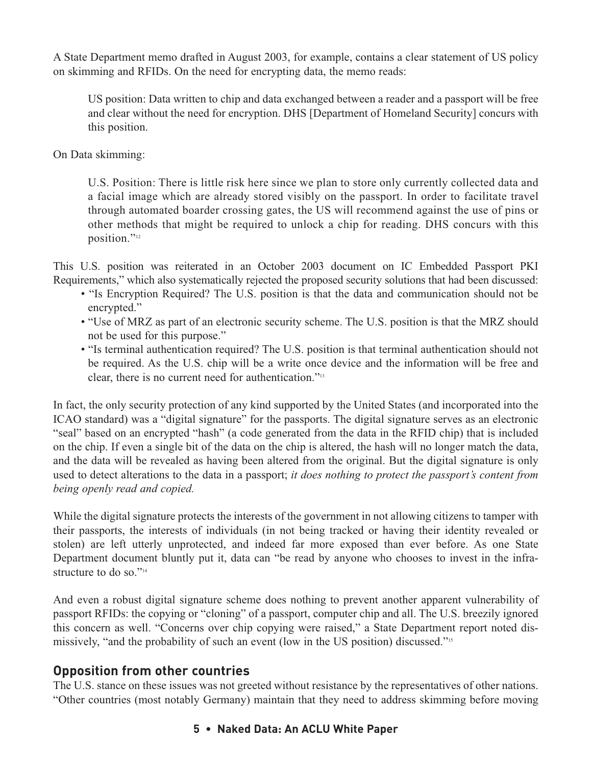A State Department memo drafted in August 2003, for example, contains a clear statement of US policy on skimming and RFIDs. On the need for encrypting data, the memo reads:

> US position: Data written to chip and data exchanged between a reader and a passport will be free and clear without the need for encryption. DHS [Department of Homeland Security] concurs with this position.

On Data skimming:

> U.S. Position: There is little risk here since we plan to store only currently collected data and a facial image which are already stored visibly on the passport. In order to facilitate travel through automated boarder crossing gates, the US will recommend against the use of pins or other methods that might be required to unlock a chip for reading. DHS concurs with this position."[12]

This U.S. position was reiterated in an October 2003 document on IC Embedded Passport PKI Requirements," which also systematically rejected the proposed security solutions that had been discussed:

- "Is Encryption Required? The U.S. position is that the data and communication should not be encrypted."
- "Use of MRZ as part of an electronic security scheme. The U.S. position is that the MRZ should not be used for this purpose."
- "Is terminal authentication required? The U.S. position is that terminal authentication should not be required. As the U.S. chip will be a write once device and the information will be free and clear, there is no current need for authentication."[13]

In fact, the only security protection of any kind supported by the United States (and incorporated into the ICAO standard) was a "digital signature" for the passports. The digital signature serves as an electronic "seal" based on an encrypted "hash" (a code generated from the data in the RFID chip) that is included on the chip. If even a single bit of the data on the chip is altered, the hash will no longer match the data, and the data will be revealed as having been altered from the original. But the digital signature is only used to detect alterations to the data in a passport; *it does nothing to protect the passport's content from being openly read and copied.*

While the digital signature protects the interests of the government in not allowing citizens to tamper with their passports, the interests of individuals (in not being tracked or having their identity revealed or stolen) are left utterly unprotected, and indeed far more exposed than ever before. As one State Department document bluntly put it, data can "be read by anyone who chooses to invest in the infrastructure to do so."[14]

And even a robust digital signature scheme does nothing to prevent another apparent vulnerability of passport RFIDs: the copying or "cloning" of a passport, computer chip and all. The U.S. breezily ignored this concern as well. "Concerns over chip copying were raised," a State Department report noted dismissively, "and the probability of such an event (low in the US position) discussed."[15]

## Opposition from other countries

The U.S. stance on these issues was not greeted without resistance by the representatives of other nations. "Other countries (most notably Germany) maintain that they need to address skimming before moving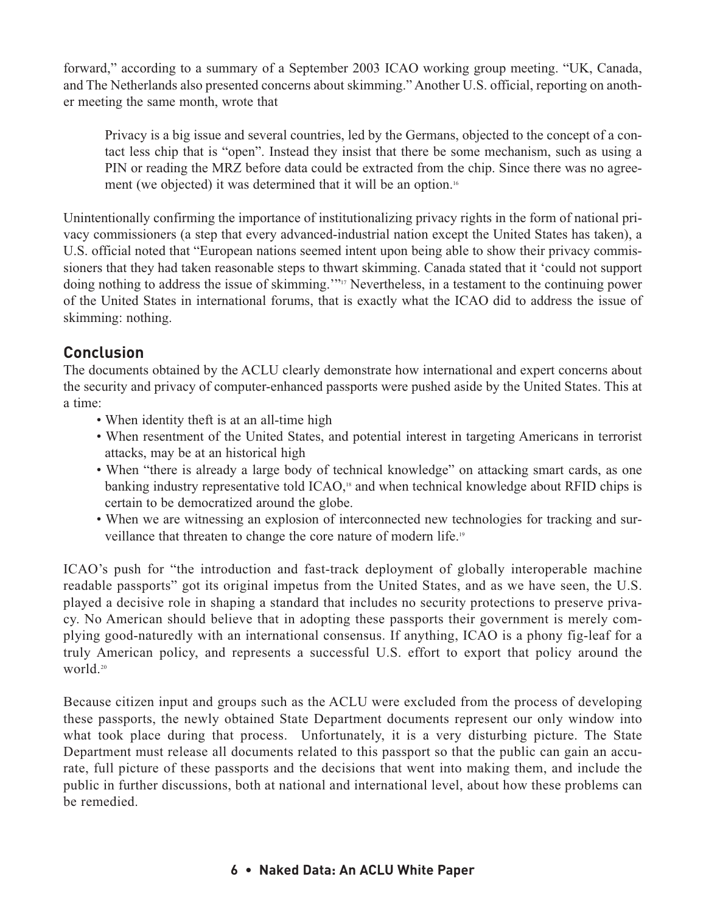forward," according to a summary of a September 2003 ICAO working group meeting. "UK, Canada, and The Netherlands also presented concerns about skimming." Another U.S. official, reporting on another meeting the same month, wrote that

> Privacy is a big issue and several countries, led by the Germans, objected to the concept of a contact less chip that is "open". Instead they insist that there be some mechanism, such as using a PIN or reading the MRZ before data could be extracted from the chip. Since there was no agreement (we objected) it was determined that it will be an option.[16]

Unintentionally confirming the importance of institutionalizing privacy rights in the form of national privacy commissioners (a step that every advanced-industrial nation except the United States has taken), a U.S. official noted that "European nations seemed intent upon being able to show their privacy commissioners that they had taken reasonable steps to thwart skimming. Canada stated that it 'could not support doing nothing to address the issue of skimming.'"[17] Nevertheless, in a testament to the continuing power of the United States in international forums, that is exactly what the ICAO did to address the issue of skimming: nothing.

## Conclusion

The documents obtained by the ACLU clearly demonstrate how international and expert concerns about the security and privacy of computer-enhanced passports were pushed aside by the United States. This at a time:

- When identity theft is at an all-time high
- When resentment of the United States, and potential interest in targeting Americans in terrorist attacks, may be at an historical high
- When "there is already a large body of technical knowledge" on attacking smart cards, as one banking industry representative told ICAO,[18] and when technical knowledge about RFID chips is certain to be democratized around the globe.
- When we are witnessing an explosion of interconnected new technologies for tracking and surveillance that threaten to change the core nature of modern life.[19]

ICAO's push for "the introduction and fast-track deployment of globally interoperable machine readable passports" got its original impetus from the United States, and as we have seen, the U.S. played a decisive role in shaping a standard that includes no security protections to preserve privacy. No American should believe that in adopting these passports their government is merely complying good-naturedly with an international consensus. If anything, ICAO is a phony fig-leaf for a truly American policy, and represents a successful U.S. effort to export that policy around the world.[20]

Because citizen input and groups such as the ACLU were excluded from the process of developing these passports, the newly obtained State Department documents represent our only window into what took place during that process. Unfortunately, it is a very disturbing picture. The State Department must release all documents related to this passport so that the public can gain an accurate, full picture of these passports and the decisions that went into making them, and include the public in further discussions, both at national and international level, about how these problems can be remedied.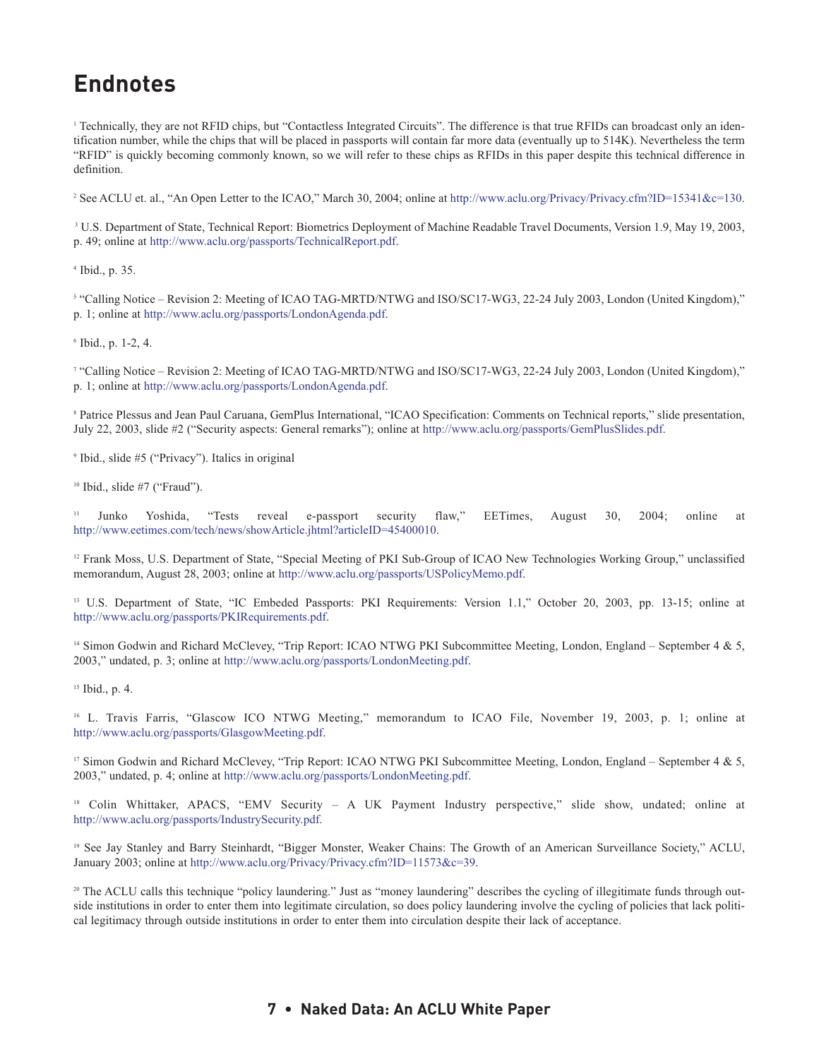# Endnotes

[1] Technically, they are not RFID chips, but "Contactless Integrated Circuits". The difference is that true RFIDs can broadcast only an identification number, while the chips that will be placed in passports will contain far more data (eventually up to 514K). Nevertheless the term "RFID" is quickly becoming commonly known, so we will refer to these chips as RFIDs in this paper despite this technical difference in definition.

[2] See ACLU et. al., "An Open Letter to the ICAO," March 30, 2004; online at http://www.aclu.org/Privacy/Privacy.cfm?ID=15341&c=130.

[3] U.S. Department of State, Technical Report: Biometrics Deployment of Machine Readable Travel Documents, Version 1.9, May 19, 2003, p. 49; online at http://www.aclu.org/passports/TechnicalReport.pdf.

[4] Ibid., p. 35.

[5] "Calling Notice – Revision 2: Meeting of ICAO TAG-MRTD/NTWG and ISO/SC17-WG3, 22-24 July 2003, London (United Kingdom)," p. 1; online at http://www.aclu.org/passports/LondonAgenda.pdf.

[6] Ibid., p. 1-2, 4.

[7] "Calling Notice – Revision 2: Meeting of ICAO TAG-MRTD/NTWG and ISO/SC17-WG3, 22-24 July 2003, London (United Kingdom)," p. 1; online at http://www.aclu.org/passports/LondonAgenda.pdf.

[8] Patrice Plessus and Jean Paul Caruana, GemPlus International, "ICAO Specification: Comments on Technical reports," slide presentation, July 22, 2003, slide #2 ("Security aspects: General remarks"); online at http://www.aclu.org/passports/GemPlusSlides.pdf.

[9] Ibid., slide #5 ("Privacy"). Italics in original

[10] Ibid., slide #7 ("Fraud").

[11] Junko Yoshida, "Tests reveal e-passport security flaw," EETimes, August 30, 2004; online at http://www.eetimes.com/tech/news/showArticle.jhtml?articleID=45400010.

[12] Frank Moss, U.S. Department of State, "Special Meeting of PKI Sub-Group of ICAO New Technologies Working Group," unclassified memorandum, August 28, 2003; online at http://www.aclu.org/passports/USPolicyMemo.pdf.

[13] U.S. Department of State, "IC Embeded Passports: PKI Requirements: Version 1.1," October 20, 2003, pp. 13-15; online at http://www.aclu.org/passports/PKIRequirements.pdf.

[14] Simon Godwin and Richard McClevey, "Trip Report: ICAO NTWG PKI Subcommittee Meeting, London, England – September 4 & 5, 2003," undated, p. 3; online at http://www.aclu.org/passports/LondonMeeting.pdf.

[15] Ibid., p. 4.

[16] L. Travis Farris, "Glascow ICO NTWG Meeting," memorandum to ICAO File, November 19, 2003, p. 1; online at http://www.aclu.org/passports/GlasgowMeeting.pdf.

[17] Simon Godwin and Richard McClevey, "Trip Report: ICAO NTWG PKI Subcommittee Meeting, London, England – September 4 & 5, 2003," undated, p. 4; online at http://www.aclu.org/passports/LondonMeeting.pdf.

[18] Colin Whittaker, APACS, "EMV Security – A UK Payment Industry perspective," slide show, undated; online at http://www.aclu.org/passports/IndustrySecurity.pdf.

[19] See Jay Stanley and Barry Steinhardt, "Bigger Monster, Weaker Chains: The Growth of an American Surveillance Society," ACLU, January 2003; online at http://www.aclu.org/Privacy/Privacy.cfm?ID=11573&c=39.

[20] The ACLU calls this technique "policy laundering." Just as "money laundering" describes the cycling of illegitimate funds through outside institutions in order to enter them into legitimate circulation, so does policy laundering involve the cycling of policies that lack political legitimacy through outside institutions in order to enter them into circulation despite their lack of acceptance.